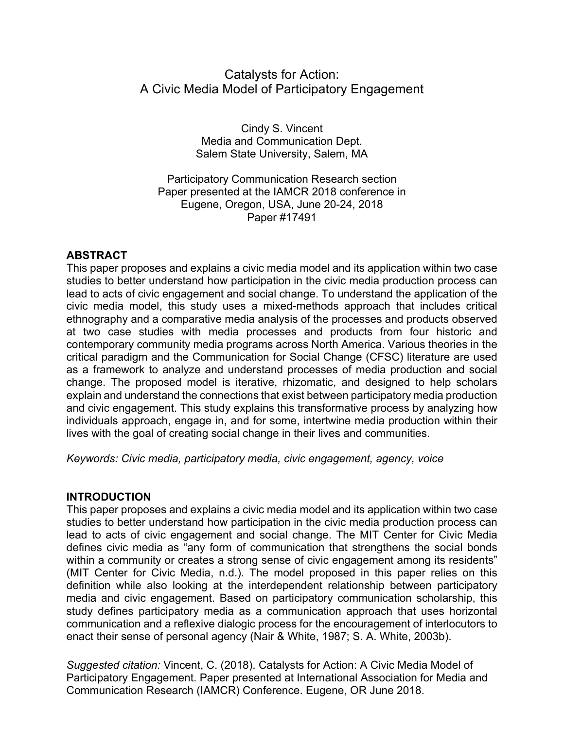# Catalysts for Action:
# A Civic Media Model of Participatory Engagement

Cindy S. Vincent
Media and Communication Dept.
Salem State University, Salem, MA

Participatory Communication Research section
Paper presented at the IAMCR 2018 conference in
Eugene, Oregon, USA, June 20-24, 2018
Paper #17491

## ABSTRACT

This paper proposes and explains a civic media model and its application within two case studies to better understand how participation in the civic media production process can lead to acts of civic engagement and social change. To understand the application of the civic media model, this study uses a mixed-methods approach that includes critical ethnography and a comparative media analysis of the processes and products observed at two case studies with media processes and products from four historic and contemporary community media programs across North America. Various theories in the critical paradigm and the Communication for Social Change (CFSC) literature are used as a framework to analyze and understand processes of media production and social change. The proposed model is iterative, rhizomatic, and designed to help scholars explain and understand the connections that exist between participatory media production and civic engagement. This study explains this transformative process by analyzing how individuals approach, engage in, and for some, intertwine media production within their lives with the goal of creating social change in their lives and communities.

*Keywords: Civic media, participatory media, civic engagement, agency, voice*

## INTRODUCTION

This paper proposes and explains a civic media model and its application within two case studies to better understand how participation in the civic media production process can lead to acts of civic engagement and social change. The MIT Center for Civic Media defines civic media as "any form of communication that strengthens the social bonds within a community or creates a strong sense of civic engagement among its residents" (MIT Center for Civic Media, n.d.). The model proposed in this paper relies on this definition while also looking at the interdependent relationship between participatory media and civic engagement. Based on participatory communication scholarship, this study defines participatory media as a communication approach that uses horizontal communication and a reflexive dialogic process for the encouragement of interlocutors to enact their sense of personal agency (Nair & White, 1987; S. A. White, 2003b).

*Suggested citation:* Vincent, C. (2018). Catalysts for Action: A Civic Media Model of Participatory Engagement. Paper presented at International Association for Media and Communication Research (IAMCR) Conference. Eugene, OR June 2018.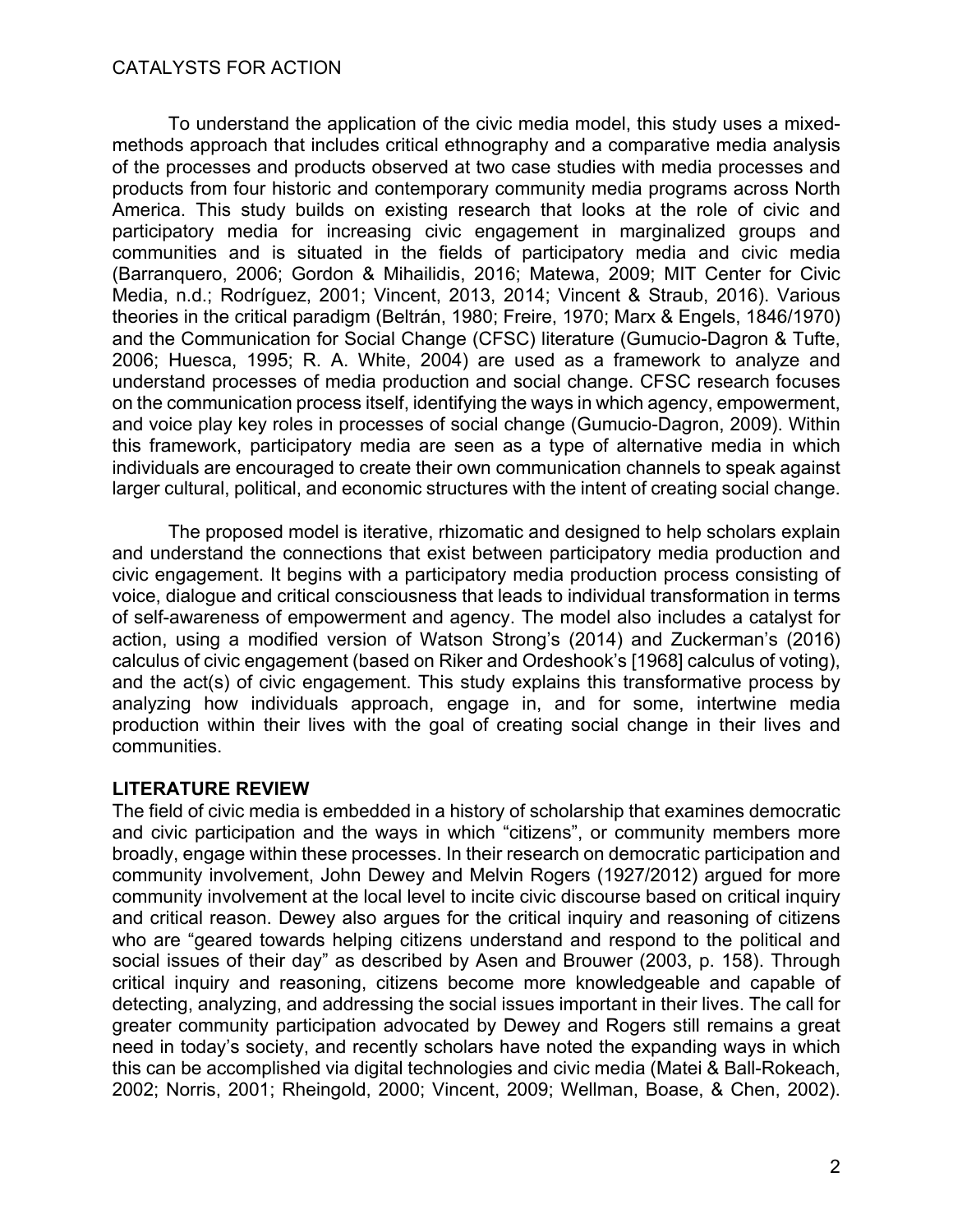To understand the application of the civic media model, this study uses a mixed-methods approach that includes critical ethnography and a comparative media analysis of the processes and products observed at two case studies with media processes and products from four historic and contemporary community media programs across North America. This study builds on existing research that looks at the role of civic and participatory media for increasing civic engagement in marginalized groups and communities and is situated in the fields of participatory media and civic media (Barranquero, 2006; Gordon & Mihailidis, 2016; Matewa, 2009; MIT Center for Civic Media, n.d.; Rodríguez, 2001; Vincent, 2013, 2014; Vincent & Straub, 2016). Various theories in the critical paradigm (Beltrán, 1980; Freire, 1970; Marx & Engels, 1846/1970) and the Communication for Social Change (CFSC) literature (Gumucio-Dagron & Tufte, 2006; Huesca, 1995; R. A. White, 2004) are used as a framework to analyze and understand processes of media production and social change. CFSC research focuses on the communication process itself, identifying the ways in which agency, empowerment, and voice play key roles in processes of social change (Gumucio-Dagron, 2009). Within this framework, participatory media are seen as a type of alternative media in which individuals are encouraged to create their own communication channels to speak against larger cultural, political, and economic structures with the intent of creating social change.

The proposed model is iterative, rhizomatic and designed to help scholars explain and understand the connections that exist between participatory media production and civic engagement. It begins with a participatory media production process consisting of voice, dialogue and critical consciousness that leads to individual transformation in terms of self-awareness of empowerment and agency. The model also includes a catalyst for action, using a modified version of Watson Strong's (2014) and Zuckerman's (2016) calculus of civic engagement (based on Riker and Ordeshook's [1968] calculus of voting), and the act(s) of civic engagement. This study explains this transformative process by analyzing how individuals approach, engage in, and for some, intertwine media production within their lives with the goal of creating social change in their lives and communities.

## LITERATURE REVIEW

The field of civic media is embedded in a history of scholarship that examines democratic and civic participation and the ways in which "citizens", or community members more broadly, engage within these processes. In their research on democratic participation and community involvement, John Dewey and Melvin Rogers (1927/2012) argued for more community involvement at the local level to incite civic discourse based on critical inquiry and critical reason. Dewey also argues for the critical inquiry and reasoning of citizens who are "geared towards helping citizens understand and respond to the political and social issues of their day" as described by Asen and Brouwer (2003, p. 158). Through critical inquiry and reasoning, citizens become more knowledgeable and capable of detecting, analyzing, and addressing the social issues important in their lives. The call for greater community participation advocated by Dewey and Rogers still remains a great need in today's society, and recently scholars have noted the expanding ways in which this can be accomplished via digital technologies and civic media (Matei & Ball-Rokeach, 2002; Norris, 2001; Rheingold, 2000; Vincent, 2009; Wellman, Boase, & Chen, 2002).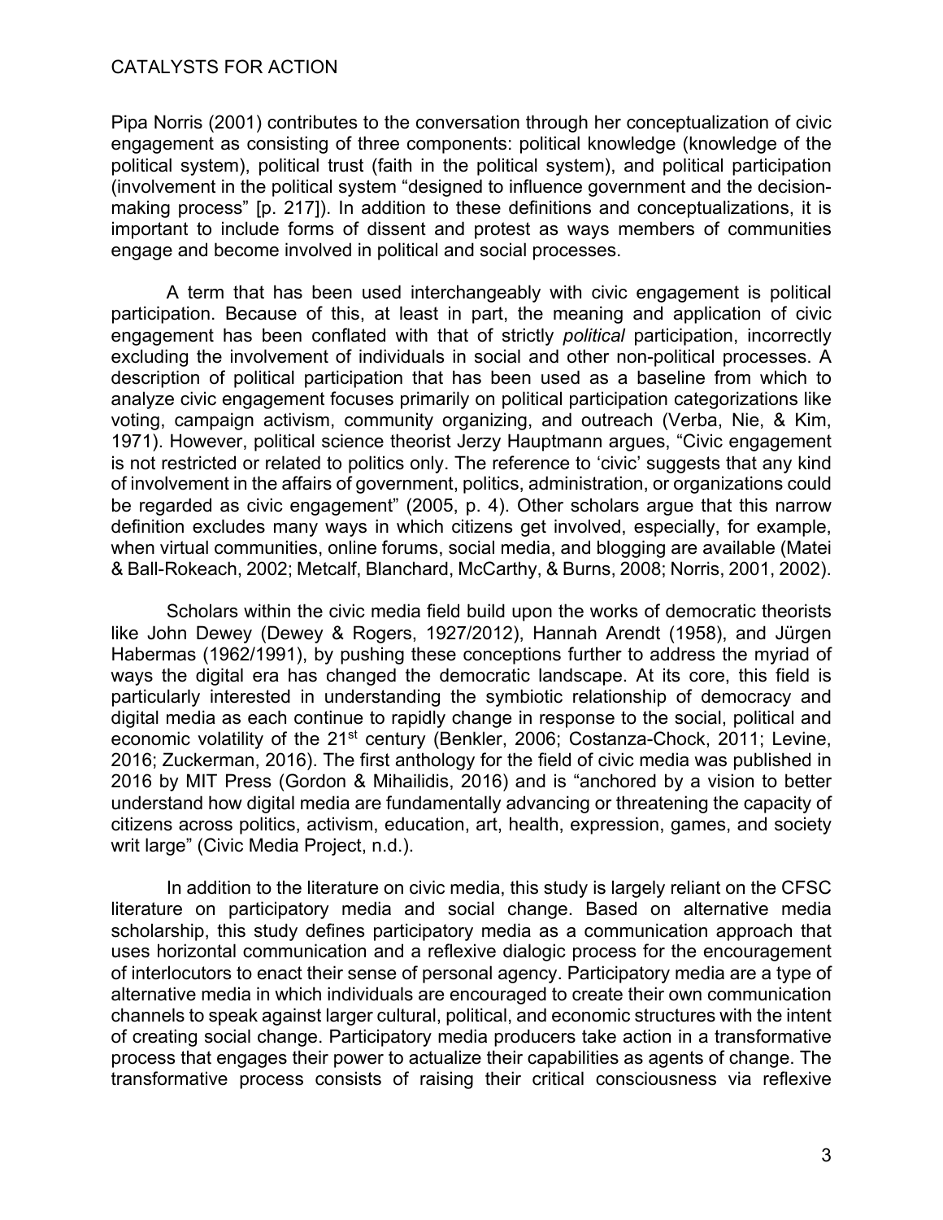Pipa Norris (2001) contributes to the conversation through her conceptualization of civic engagement as consisting of three components: political knowledge (knowledge of the political system), political trust (faith in the political system), and political participation (involvement in the political system "designed to influence government and the decision-making process" [p. 217]). In addition to these definitions and conceptualizations, it is important to include forms of dissent and protest as ways members of communities engage and become involved in political and social processes.

A term that has been used interchangeably with civic engagement is political participation. Because of this, at least in part, the meaning and application of civic engagement has been conflated with that of strictly *political* participation, incorrectly excluding the involvement of individuals in social and other non-political processes. A description of political participation that has been used as a baseline from which to analyze civic engagement focuses primarily on political participation categorizations like voting, campaign activism, community organizing, and outreach (Verba, Nie, & Kim, 1971). However, political science theorist Jerzy Hauptmann argues, "Civic engagement is not restricted or related to politics only. The reference to 'civic' suggests that any kind of involvement in the affairs of government, politics, administration, or organizations could be regarded as civic engagement" (2005, p. 4). Other scholars argue that this narrow definition excludes many ways in which citizens get involved, especially, for example, when virtual communities, online forums, social media, and blogging are available (Matei & Ball-Rokeach, 2002; Metcalf, Blanchard, McCarthy, & Burns, 2008; Norris, 2001, 2002).

Scholars within the civic media field build upon the works of democratic theorists like John Dewey (Dewey & Rogers, 1927/2012), Hannah Arendt (1958), and Jürgen Habermas (1962/1991), by pushing these conceptions further to address the myriad of ways the digital era has changed the democratic landscape. At its core, this field is particularly interested in understanding the symbiotic relationship of democracy and digital media as each continue to rapidly change in response to the social, political and economic volatility of the 21st century (Benkler, 2006; Costanza-Chock, 2011; Levine, 2016; Zuckerman, 2016). The first anthology for the field of civic media was published in 2016 by MIT Press (Gordon & Mihailidis, 2016) and is "anchored by a vision to better understand how digital media are fundamentally advancing or threatening the capacity of citizens across politics, activism, education, art, health, expression, games, and society writ large" (Civic Media Project, n.d.).

In addition to the literature on civic media, this study is largely reliant on the CFSC literature on participatory media and social change. Based on alternative media scholarship, this study defines participatory media as a communication approach that uses horizontal communication and a reflexive dialogic process for the encouragement of interlocutors to enact their sense of personal agency. Participatory media are a type of alternative media in which individuals are encouraged to create their own communication channels to speak against larger cultural, political, and economic structures with the intent of creating social change. Participatory media producers take action in a transformative process that engages their power to actualize their capabilities as agents of change. The transformative process consists of raising their critical consciousness via reflexive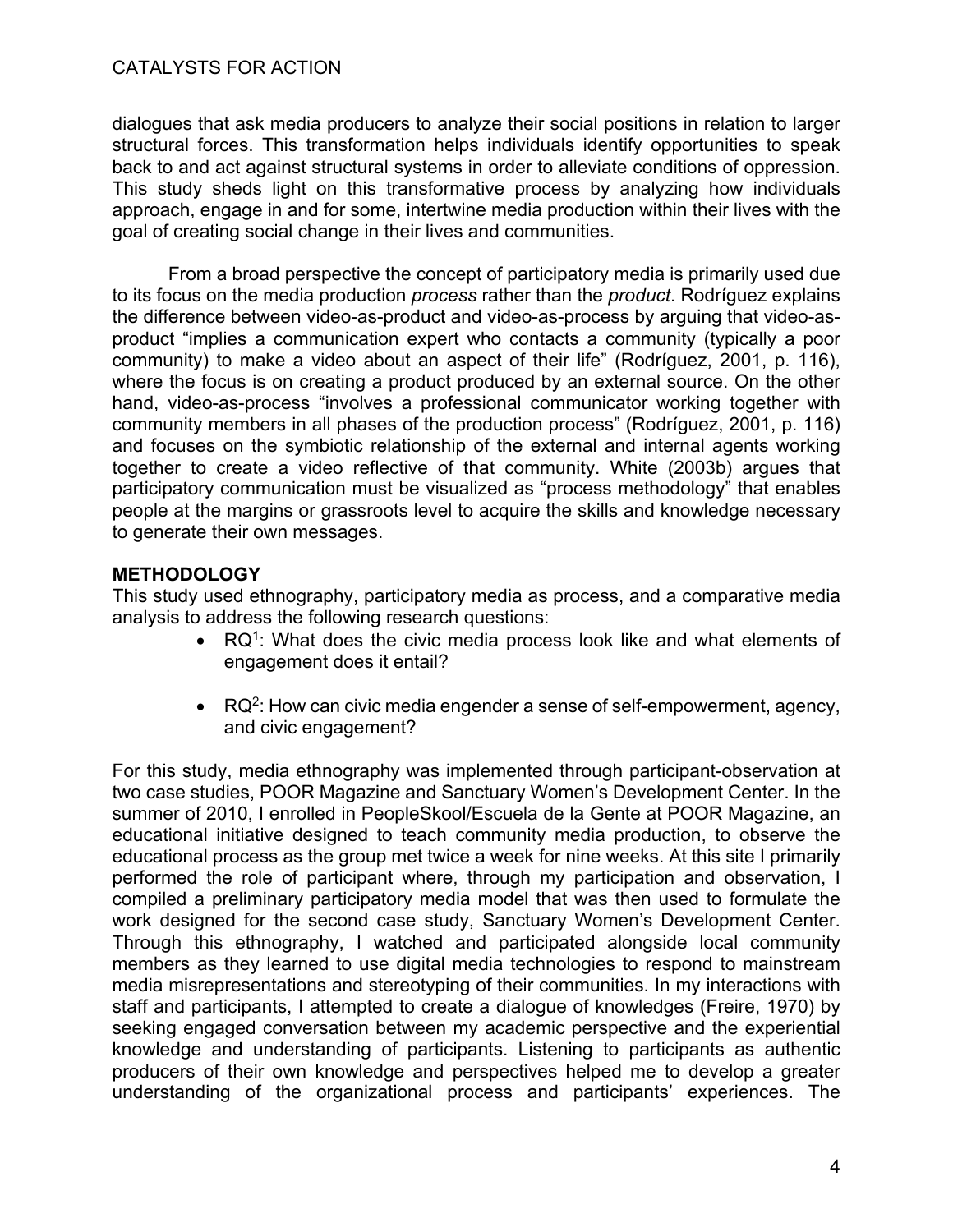dialogues that ask media producers to analyze their social positions in relation to larger structural forces. This transformation helps individuals identify opportunities to speak back to and act against structural systems in order to alleviate conditions of oppression. This study sheds light on this transformative process by analyzing how individuals approach, engage in and for some, intertwine media production within their lives with the goal of creating social change in their lives and communities.

From a broad perspective the concept of participatory media is primarily used due to its focus on the media production *process* rather than the *product*. Rodríguez explains the difference between video-as-product and video-as-process by arguing that video-as-product "implies a communication expert who contacts a community (typically a poor community) to make a video about an aspect of their life" (Rodríguez, 2001, p. 116), where the focus is on creating a product produced by an external source. On the other hand, video-as-process "involves a professional communicator working together with community members in all phases of the production process" (Rodríguez, 2001, p. 116) and focuses on the symbiotic relationship of the external and internal agents working together to create a video reflective of that community. White (2003b) argues that participatory communication must be visualized as "process methodology" that enables people at the margins or grassroots level to acquire the skills and knowledge necessary to generate their own messages.

## METHODOLOGY

This study used ethnography, participatory media as process, and a comparative media analysis to address the following research questions:

- RQ[1]: What does the civic media process look like and what elements of engagement does it entail?
- RQ[2]: How can civic media engender a sense of self-empowerment, agency, and civic engagement?

For this study, media ethnography was implemented through participant-observation at two case studies, POOR Magazine and Sanctuary Women's Development Center. In the summer of 2010, I enrolled in PeopleSkool/Escuela de la Gente at POOR Magazine, an educational initiative designed to teach community media production, to observe the educational process as the group met twice a week for nine weeks. At this site I primarily performed the role of participant where, through my participation and observation, I compiled a preliminary participatory media model that was then used to formulate the work designed for the second case study, Sanctuary Women's Development Center. Through this ethnography, I watched and participated alongside local community members as they learned to use digital media technologies to respond to mainstream media misrepresentations and stereotyping of their communities. In my interactions with staff and participants, I attempted to create a dialogue of knowledges (Freire, 1970) by seeking engaged conversation between my academic perspective and the experiential knowledge and understanding of participants. Listening to participants as authentic producers of their own knowledge and perspectives helped me to develop a greater understanding of the organizational process and participants' experiences. The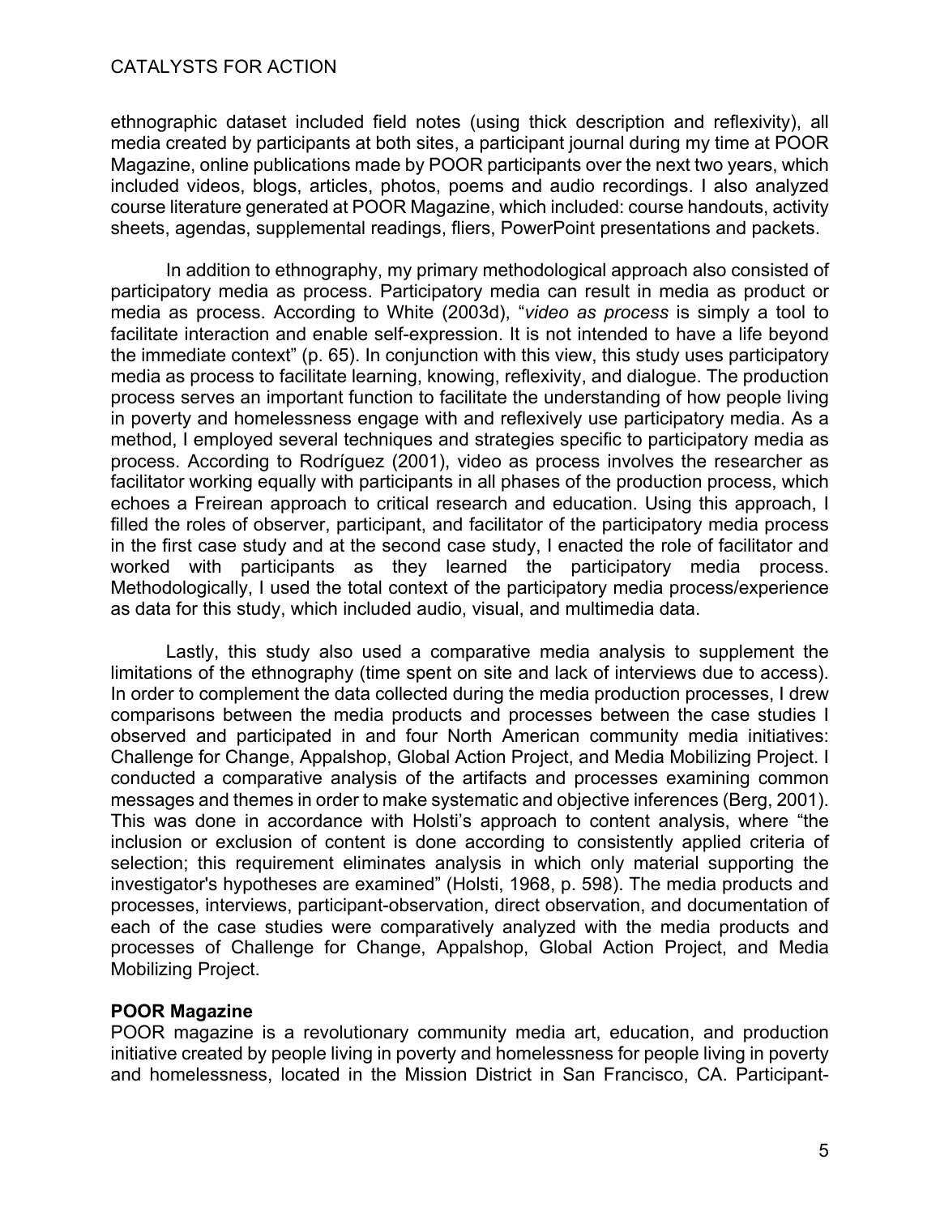ethnographic dataset included field notes (using thick description and reflexivity), all media created by participants at both sites, a participant journal during my time at POOR Magazine, online publications made by POOR participants over the next two years, which included videos, blogs, articles, photos, poems and audio recordings. I also analyzed course literature generated at POOR Magazine, which included: course handouts, activity sheets, agendas, supplemental readings, fliers, PowerPoint presentations and packets.

In addition to ethnography, my primary methodological approach also consisted of participatory media as process. Participatory media can result in media as product or media as process. According to White (2003d), "*video as process* is simply a tool to facilitate interaction and enable self-expression. It is not intended to have a life beyond the immediate context" (p. 65). In conjunction with this view, this study uses participatory media as process to facilitate learning, knowing, reflexivity, and dialogue. The production process serves an important function to facilitate the understanding of how people living in poverty and homelessness engage with and reflexively use participatory media. As a method, I employed several techniques and strategies specific to participatory media as process. According to Rodríguez (2001), video as process involves the researcher as facilitator working equally with participants in all phases of the production process, which echoes a Freirean approach to critical research and education. Using this approach, I filled the roles of observer, participant, and facilitator of the participatory media process in the first case study and at the second case study, I enacted the role of facilitator and worked with participants as they learned the participatory media process. Methodologically, I used the total context of the participatory media process/experience as data for this study, which included audio, visual, and multimedia data.

Lastly, this study also used a comparative media analysis to supplement the limitations of the ethnography (time spent on site and lack of interviews due to access). In order to complement the data collected during the media production processes, I drew comparisons between the media products and processes between the case studies I observed and participated in and four North American community media initiatives: Challenge for Change, Appalshop, Global Action Project, and Media Mobilizing Project. I conducted a comparative analysis of the artifacts and processes examining common messages and themes in order to make systematic and objective inferences (Berg, 2001). This was done in accordance with Holsti's approach to content analysis, where "the inclusion or exclusion of content is done according to consistently applied criteria of selection; this requirement eliminates analysis in which only material supporting the investigator's hypotheses are examined" (Holsti, 1968, p. 598). The media products and processes, interviews, participant-observation, direct observation, and documentation of each of the case studies were comparatively analyzed with the media products and processes of Challenge for Change, Appalshop, Global Action Project, and Media Mobilizing Project.

**POOR Magazine**

POOR magazine is a revolutionary community media art, education, and production initiative created by people living in poverty and homelessness for people living in poverty and homelessness, located in the Mission District in San Francisco, CA. Participant-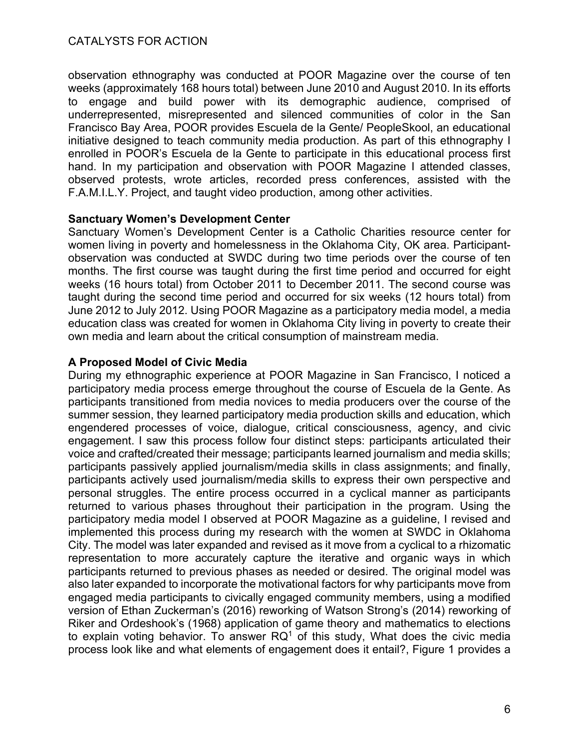observation ethnography was conducted at POOR Magazine over the course of ten weeks (approximately 168 hours total) between June 2010 and August 2010. In its efforts to engage and build power with its demographic audience, comprised of underrepresented, misrepresented and silenced communities of color in the San Francisco Bay Area, POOR provides Escuela de la Gente/ PeopleSkool, an educational initiative designed to teach community media production. As part of this ethnography I enrolled in POOR's Escuela de la Gente to participate in this educational process first hand. In my participation and observation with POOR Magazine I attended classes, observed protests, wrote articles, recorded press conferences, assisted with the F.A.M.I.L.Y. Project, and taught video production, among other activities.

**Sanctuary Women's Development Center**

Sanctuary Women's Development Center is a Catholic Charities resource center for women living in poverty and homelessness in the Oklahoma City, OK area. Participant-observation was conducted at SWDC during two time periods over the course of ten months. The first course was taught during the first time period and occurred for eight weeks (16 hours total) from October 2011 to December 2011. The second course was taught during the second time period and occurred for six weeks (12 hours total) from June 2012 to July 2012. Using POOR Magazine as a participatory media model, a media education class was created for women in Oklahoma City living in poverty to create their own media and learn about the critical consumption of mainstream media.

**A Proposed Model of Civic Media**

During my ethnographic experience at POOR Magazine in San Francisco, I noticed a participatory media process emerge throughout the course of Escuela de la Gente. As participants transitioned from media novices to media producers over the course of the summer session, they learned participatory media production skills and education, which engendered processes of voice, dialogue, critical consciousness, agency, and civic engagement. I saw this process follow four distinct steps: participants articulated their voice and crafted/created their message; participants learned journalism and media skills; participants passively applied journalism/media skills in class assignments; and finally, participants actively used journalism/media skills to express their own perspective and personal struggles. The entire process occurred in a cyclical manner as participants returned to various phases throughout their participation in the program. Using the participatory media model I observed at POOR Magazine as a guideline, I revised and implemented this process during my research with the women at SWDC in Oklahoma City. The model was later expanded and revised as it move from a cyclical to a rhizomatic representation to more accurately capture the iterative and organic ways in which participants returned to previous phases as needed or desired. The original model was also later expanded to incorporate the motivational factors for why participants move from engaged media participants to civically engaged community members, using a modified version of Ethan Zuckerman's (2016) reworking of Watson Strong's (2014) reworking of Riker and Ordeshook's (1968) application of game theory and mathematics to elections to explain voting behavior. To answer RQ[1] of this study, What does the civic media process look like and what elements of engagement does it entail?, Figure 1 provides a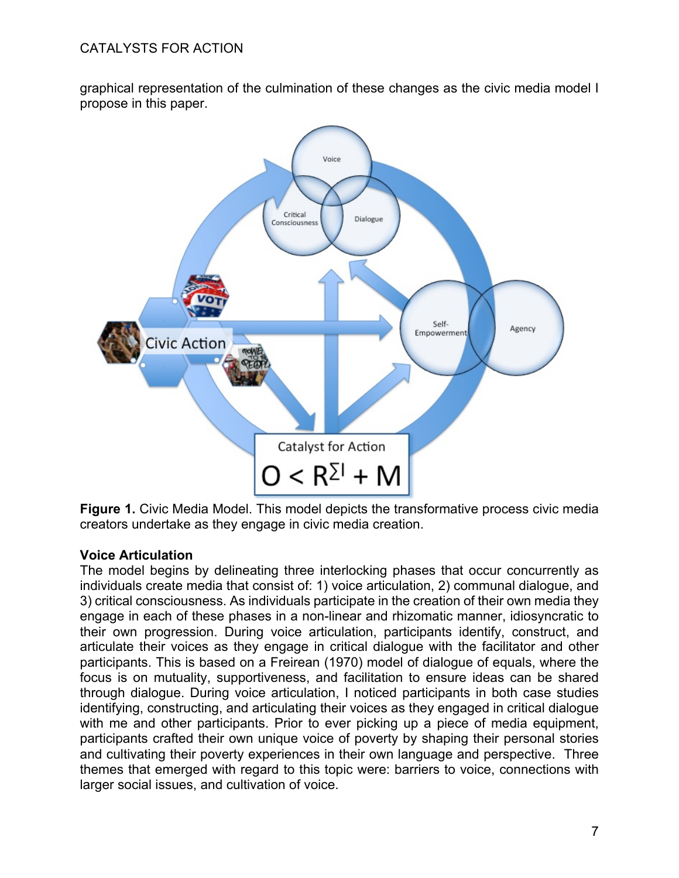graphical representation of the culmination of these changes as the civic media model I propose in this paper.

Voice

Critical Consciousness

Dialogue

Self-Empowerment

Agency

Civic Action

Catalyst for Action

$O < R^{\Sigma I} + M$

**Figure 1.** Civic Media Model. This model depicts the transformative process civic media creators undertake as they engage in civic media creation.

**Voice Articulation**

The model begins by delineating three interlocking phases that occur concurrently as individuals create media that consist of: 1) voice articulation, 2) communal dialogue, and 3) critical consciousness. As individuals participate in the creation of their own media they engage in each of these phases in a non-linear and rhizomatic manner, idiosyncratic to their own progression. During voice articulation, participants identify, construct, and articulate their voices as they engage in critical dialogue with the facilitator and other participants. This is based on a Freirean (1970) model of dialogue of equals, where the focus is on mutuality, supportiveness, and facilitation to ensure ideas can be shared through dialogue. During voice articulation, I noticed participants in both case studies identifying, constructing, and articulating their voices as they engaged in critical dialogue with me and other participants. Prior to ever picking up a piece of media equipment, participants crafted their own unique voice of poverty by shaping their personal stories and cultivating their poverty experiences in their own language and perspective. Three themes that emerged with regard to this topic were: barriers to voice, connections with larger social issues, and cultivation of voice.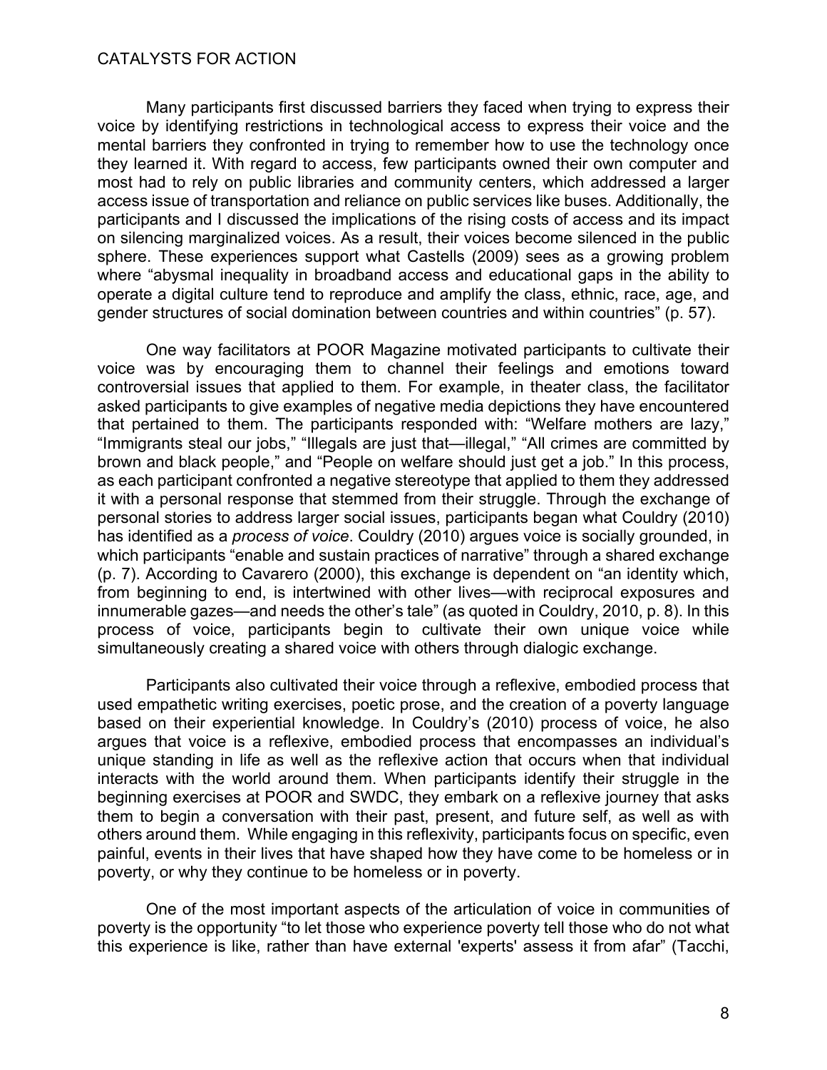Many participants first discussed barriers they faced when trying to express their voice by identifying restrictions in technological access to express their voice and the mental barriers they confronted in trying to remember how to use the technology once they learned it. With regard to access, few participants owned their own computer and most had to rely on public libraries and community centers, which addressed a larger access issue of transportation and reliance on public services like buses. Additionally, the participants and I discussed the implications of the rising costs of access and its impact on silencing marginalized voices. As a result, their voices become silenced in the public sphere. These experiences support what Castells (2009) sees as a growing problem where "abysmal inequality in broadband access and educational gaps in the ability to operate a digital culture tend to reproduce and amplify the class, ethnic, race, age, and gender structures of social domination between countries and within countries" (p. 57).

One way facilitators at POOR Magazine motivated participants to cultivate their voice was by encouraging them to channel their feelings and emotions toward controversial issues that applied to them. For example, in theater class, the facilitator asked participants to give examples of negative media depictions they have encountered that pertained to them. The participants responded with: "Welfare mothers are lazy," "Immigrants steal our jobs," "Illegals are just that—illegal," "All crimes are committed by brown and black people," and "People on welfare should just get a job." In this process, as each participant confronted a negative stereotype that applied to them they addressed it with a personal response that stemmed from their struggle. Through the exchange of personal stories to address larger social issues, participants began what Couldry (2010) has identified as a *process of voice*. Couldry (2010) argues voice is socially grounded, in which participants "enable and sustain practices of narrative" through a shared exchange (p. 7). According to Cavarero (2000), this exchange is dependent on "an identity which, from beginning to end, is intertwined with other lives—with reciprocal exposures and innumerable gazes—and needs the other's tale" (as quoted in Couldry, 2010, p. 8). In this process of voice, participants begin to cultivate their own unique voice while simultaneously creating a shared voice with others through dialogic exchange.

Participants also cultivated their voice through a reflexive, embodied process that used empathetic writing exercises, poetic prose, and the creation of a poverty language based on their experiential knowledge. In Couldry's (2010) process of voice, he also argues that voice is a reflexive, embodied process that encompasses an individual's unique standing in life as well as the reflexive action that occurs when that individual interacts with the world around them. When participants identify their struggle in the beginning exercises at POOR and SWDC, they embark on a reflexive journey that asks them to begin a conversation with their past, present, and future self, as well as with others around them. While engaging in this reflexivity, participants focus on specific, even painful, events in their lives that have shaped how they have come to be homeless or in poverty, or why they continue to be homeless or in poverty.

One of the most important aspects of the articulation of voice in communities of poverty is the opportunity "to let those who experience poverty tell those who do not what this experience is like, rather than have external 'experts' assess it from afar" (Tacchi,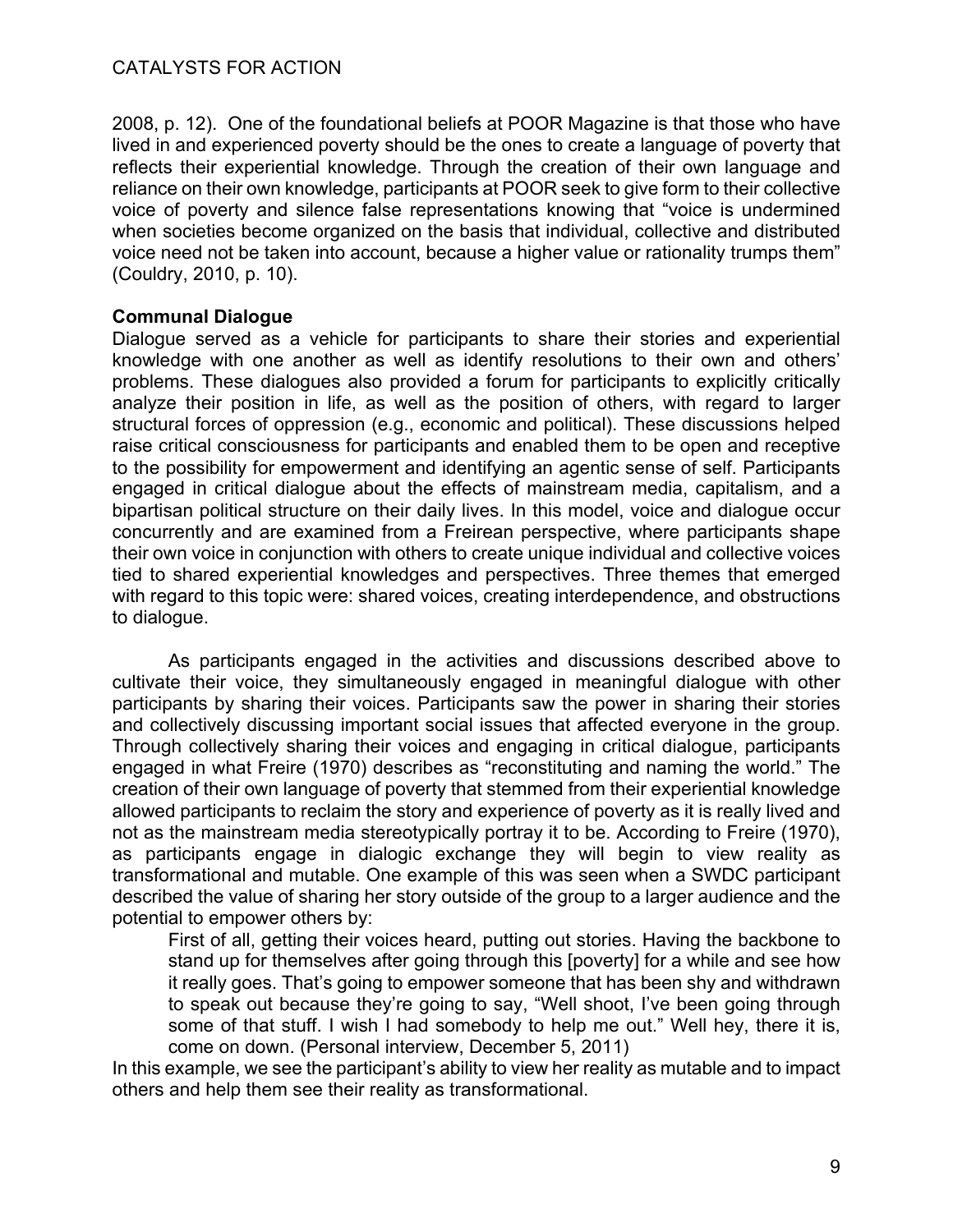2008, p. 12). One of the foundational beliefs at POOR Magazine is that those who have lived in and experienced poverty should be the ones to create a language of poverty that reflects their experiential knowledge. Through the creation of their own language and reliance on their own knowledge, participants at POOR seek to give form to their collective voice of poverty and silence false representations knowing that "voice is undermined when societies become organized on the basis that individual, collective and distributed voice need not be taken into account, because a higher value or rationality trumps them" (Couldry, 2010, p. 10).

**Communal Dialogue**

Dialogue served as a vehicle for participants to share their stories and experiential knowledge with one another as well as identify resolutions to their own and others' problems. These dialogues also provided a forum for participants to explicitly critically analyze their position in life, as well as the position of others, with regard to larger structural forces of oppression (e.g., economic and political). These discussions helped raise critical consciousness for participants and enabled them to be open and receptive to the possibility for empowerment and identifying an agentic sense of self. Participants engaged in critical dialogue about the effects of mainstream media, capitalism, and a bipartisan political structure on their daily lives. In this model, voice and dialogue occur concurrently and are examined from a Freirean perspective, where participants shape their own voice in conjunction with others to create unique individual and collective voices tied to shared experiential knowledges and perspectives. Three themes that emerged with regard to this topic were: shared voices, creating interdependence, and obstructions to dialogue.

As participants engaged in the activities and discussions described above to cultivate their voice, they simultaneously engaged in meaningful dialogue with other participants by sharing their voices. Participants saw the power in sharing their stories and collectively discussing important social issues that affected everyone in the group. Through collectively sharing their voices and engaging in critical dialogue, participants engaged in what Freire (1970) describes as "reconstituting and naming the world." The creation of their own language of poverty that stemmed from their experiential knowledge allowed participants to reclaim the story and experience of poverty as it is really lived and not as the mainstream media stereotypically portray it to be. According to Freire (1970), as participants engage in dialogic exchange they will begin to view reality as transformational and mutable. One example of this was seen when a SWDC participant described the value of sharing her story outside of the group to a larger audience and the potential to empower others by:

> First of all, getting their voices heard, putting out stories. Having the backbone to stand up for themselves after going through this [poverty] for a while and see how it really goes. That's going to empower someone that has been shy and withdrawn to speak out because they're going to say, "Well shoot, I've been going through some of that stuff. I wish I had somebody to help me out." Well hey, there it is, come on down. (Personal interview, December 5, 2011)

In this example, we see the participant's ability to view her reality as mutable and to impact others and help them see their reality as transformational.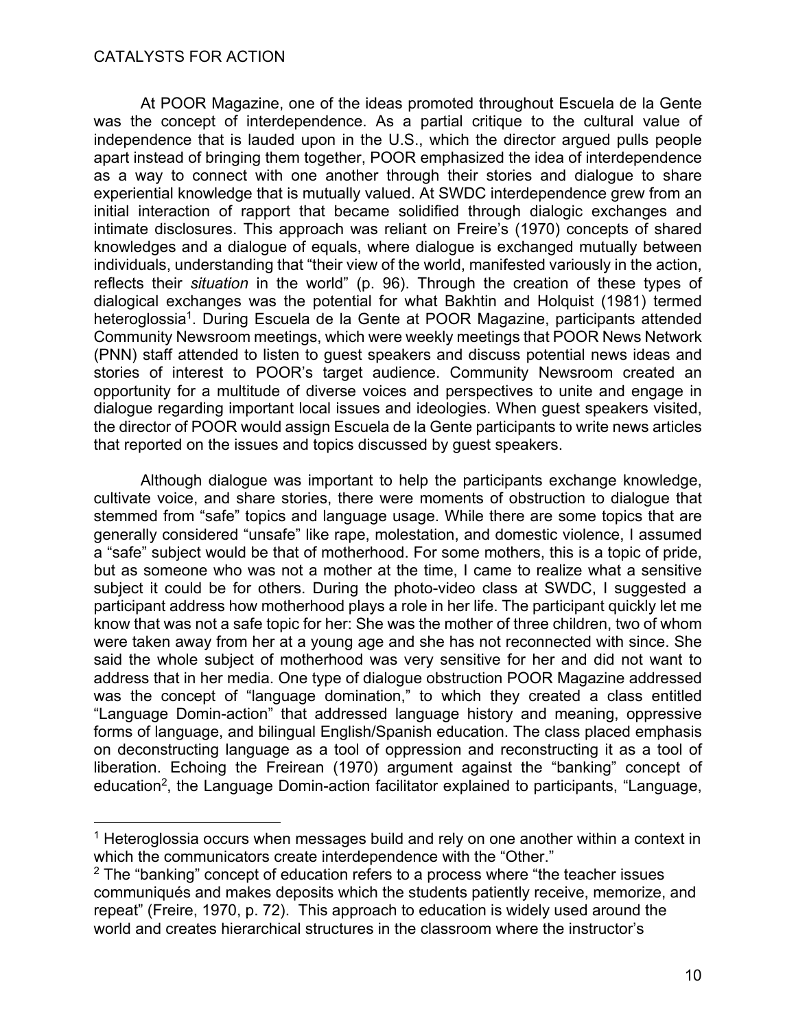At POOR Magazine, one of the ideas promoted throughout Escuela de la Gente was the concept of interdependence. As a partial critique to the cultural value of independence that is lauded upon in the U.S., which the director argued pulls people apart instead of bringing them together, POOR emphasized the idea of interdependence as a way to connect with one another through their stories and dialogue to share experiential knowledge that is mutually valued. At SWDC interdependence grew from an initial interaction of rapport that became solidified through dialogic exchanges and intimate disclosures. This approach was reliant on Freire's (1970) concepts of shared knowledges and a dialogue of equals, where dialogue is exchanged mutually between individuals, understanding that "their view of the world, manifested variously in the action, reflects their *situation* in the world" (p. 96). Through the creation of these types of dialogical exchanges was the potential for what Bakhtin and Holquist (1981) termed heteroglossia[1]. During Escuela de la Gente at POOR Magazine, participants attended Community Newsroom meetings, which were weekly meetings that POOR News Network (PNN) staff attended to listen to guest speakers and discuss potential news ideas and stories of interest to POOR's target audience. Community Newsroom created an opportunity for a multitude of diverse voices and perspectives to unite and engage in dialogue regarding important local issues and ideologies. When guest speakers visited, the director of POOR would assign Escuela de la Gente participants to write news articles that reported on the issues and topics discussed by guest speakers.

Although dialogue was important to help the participants exchange knowledge, cultivate voice, and share stories, there were moments of obstruction to dialogue that stemmed from "safe" topics and language usage. While there are some topics that are generally considered "unsafe" like rape, molestation, and domestic violence, I assumed a "safe" subject would be that of motherhood. For some mothers, this is a topic of pride, but as someone who was not a mother at the time, I came to realize what a sensitive subject it could be for others. During the photo-video class at SWDC, I suggested a participant address how motherhood plays a role in her life. The participant quickly let me know that was not a safe topic for her: She was the mother of three children, two of whom were taken away from her at a young age and she has not reconnected with since. She said the whole subject of motherhood was very sensitive for her and did not want to address that in her media. One type of dialogue obstruction POOR Magazine addressed was the concept of "language domination," to which they created a class entitled "Language Domin-action" that addressed language history and meaning, oppressive forms of language, and bilingual English/Spanish education. The class placed emphasis on deconstructing language as a tool of oppression and reconstructing it as a tool of liberation. Echoing the Freirean (1970) argument against the "banking" concept of education[2], the Language Domin-action facilitator explained to participants, "Language,

---

[1] Heteroglossia occurs when messages build and rely on one another within a context in which the communicators create interdependence with the "Other."

[2] The "banking" concept of education refers to a process where "the teacher issues communiqués and makes deposits which the students patiently receive, memorize, and repeat" (Freire, 1970, p. 72). This approach to education is widely used around the world and creates hierarchical structures in the classroom where the instructor's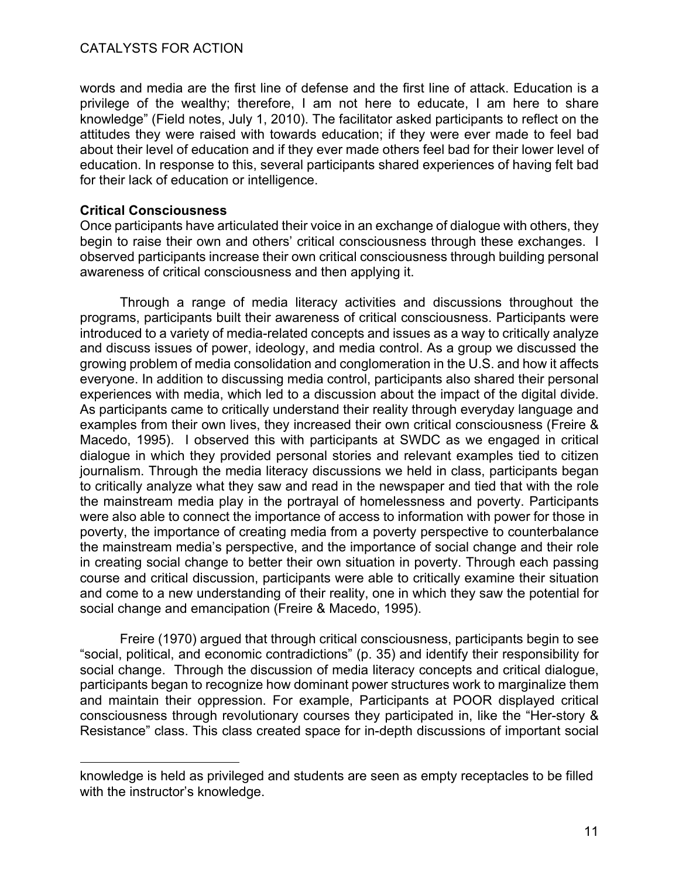words and media are the first line of defense and the first line of attack. Education is a privilege of the wealthy; therefore, I am not here to educate, I am here to share knowledge" (Field notes, July 1, 2010). The facilitator asked participants to reflect on the attitudes they were raised with towards education; if they were ever made to feel bad about their level of education and if they ever made others feel bad for their lower level of education. In response to this, several participants shared experiences of having felt bad for their lack of education or intelligence.

**Critical Consciousness**

Once participants have articulated their voice in an exchange of dialogue with others, they begin to raise their own and others' critical consciousness through these exchanges. I observed participants increase their own critical consciousness through building personal awareness of critical consciousness and then applying it.

Through a range of media literacy activities and discussions throughout the programs, participants built their awareness of critical consciousness. Participants were introduced to a variety of media-related concepts and issues as a way to critically analyze and discuss issues of power, ideology, and media control. As a group we discussed the growing problem of media consolidation and conglomeration in the U.S. and how it affects everyone. In addition to discussing media control, participants also shared their personal experiences with media, which led to a discussion about the impact of the digital divide. As participants came to critically understand their reality through everyday language and examples from their own lives, they increased their own critical consciousness (Freire & Macedo, 1995). I observed this with participants at SWDC as we engaged in critical dialogue in which they provided personal stories and relevant examples tied to citizen journalism. Through the media literacy discussions we held in class, participants began to critically analyze what they saw and read in the newspaper and tied that with the role the mainstream media play in the portrayal of homelessness and poverty. Participants were also able to connect the importance of access to information with power for those in poverty, the importance of creating media from a poverty perspective to counterbalance the mainstream media's perspective, and the importance of social change and their role in creating social change to better their own situation in poverty. Through each passing course and critical discussion, participants were able to critically examine their situation and come to a new understanding of their reality, one in which they saw the potential for social change and emancipation (Freire & Macedo, 1995).

Freire (1970) argued that through critical consciousness, participants begin to see "social, political, and economic contradictions" (p. 35) and identify their responsibility for social change. Through the discussion of media literacy concepts and critical dialogue, participants began to recognize how dominant power structures work to marginalize them and maintain their oppression. For example, Participants at POOR displayed critical consciousness through revolutionary courses they participated in, like the "Her-story & Resistance" class. This class created space for in-depth discussions of important social

---

knowledge is held as privileged and students are seen as empty receptacles to be filled with the instructor's knowledge.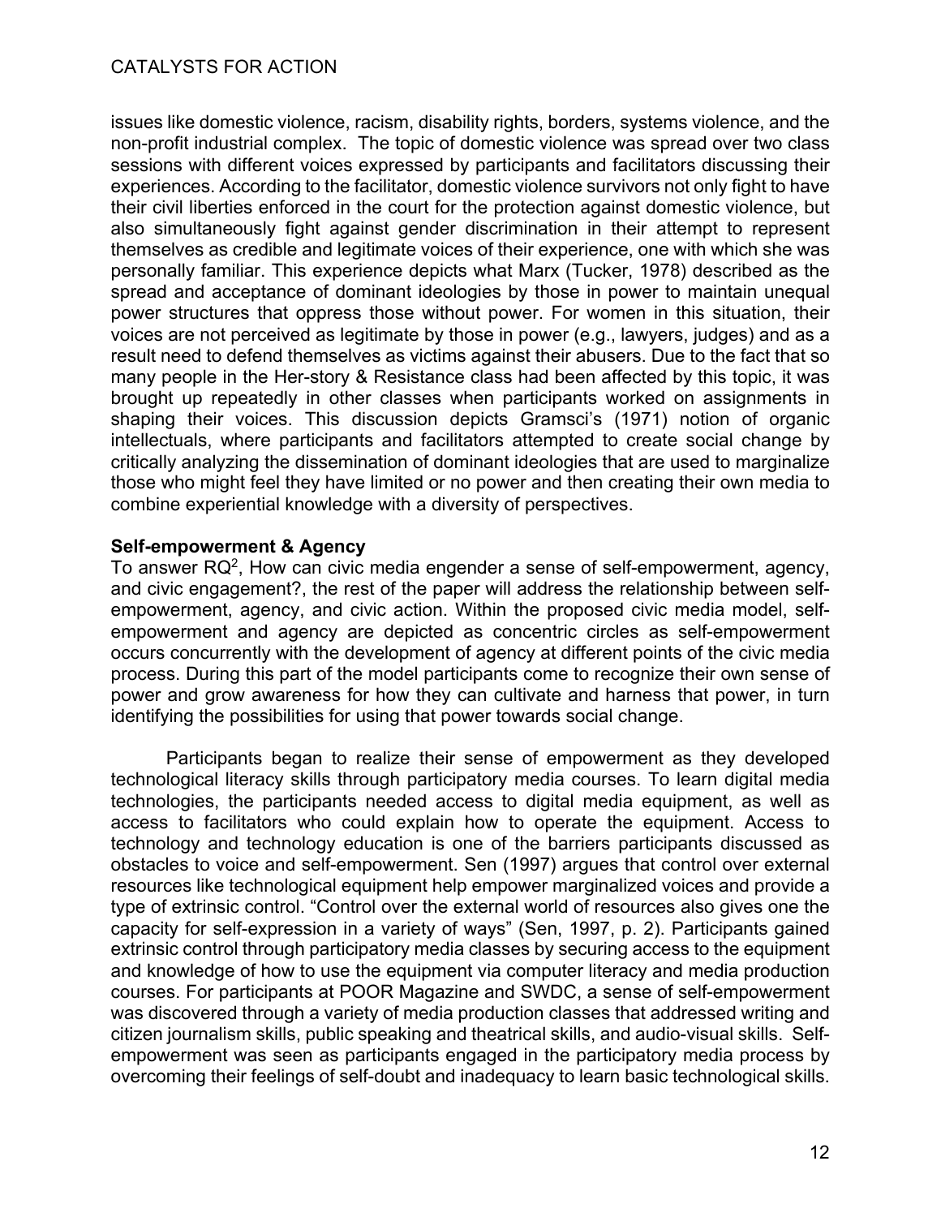issues like domestic violence, racism, disability rights, borders, systems violence, and the non-profit industrial complex. The topic of domestic violence was spread over two class sessions with different voices expressed by participants and facilitators discussing their experiences. According to the facilitator, domestic violence survivors not only fight to have their civil liberties enforced in the court for the protection against domestic violence, but also simultaneously fight against gender discrimination in their attempt to represent themselves as credible and legitimate voices of their experience, one with which she was personally familiar. This experience depicts what Marx (Tucker, 1978) described as the spread and acceptance of dominant ideologies by those in power to maintain unequal power structures that oppress those without power. For women in this situation, their voices are not perceived as legitimate by those in power (e.g., lawyers, judges) and as a result need to defend themselves as victims against their abusers. Due to the fact that so many people in the Her-story & Resistance class had been affected by this topic, it was brought up repeatedly in other classes when participants worked on assignments in shaping their voices. This discussion depicts Gramsci's (1971) notion of organic intellectuals, where participants and facilitators attempted to create social change by critically analyzing the dissemination of dominant ideologies that are used to marginalize those who might feel they have limited or no power and then creating their own media to combine experiential knowledge with a diversity of perspectives.

**Self-empowerment & Agency**

To answer RQ[2], How can civic media engender a sense of self-empowerment, agency, and civic engagement?, the rest of the paper will address the relationship between self-empowerment, agency, and civic action. Within the proposed civic media model, self-empowerment and agency are depicted as concentric circles as self-empowerment occurs concurrently with the development of agency at different points of the civic media process. During this part of the model participants come to recognize their own sense of power and grow awareness for how they can cultivate and harness that power, in turn identifying the possibilities for using that power towards social change.

Participants began to realize their sense of empowerment as they developed technological literacy skills through participatory media courses. To learn digital media technologies, the participants needed access to digital media equipment, as well as access to facilitators who could explain how to operate the equipment. Access to technology and technology education is one of the barriers participants discussed as obstacles to voice and self-empowerment. Sen (1997) argues that control over external resources like technological equipment help empower marginalized voices and provide a type of extrinsic control. "Control over the external world of resources also gives one the capacity for self-expression in a variety of ways" (Sen, 1997, p. 2). Participants gained extrinsic control through participatory media classes by securing access to the equipment and knowledge of how to use the equipment via computer literacy and media production courses. For participants at POOR Magazine and SWDC, a sense of self-empowerment was discovered through a variety of media production classes that addressed writing and citizen journalism skills, public speaking and theatrical skills, and audio-visual skills. Self-empowerment was seen as participants engaged in the participatory media process by overcoming their feelings of self-doubt and inadequacy to learn basic technological skills.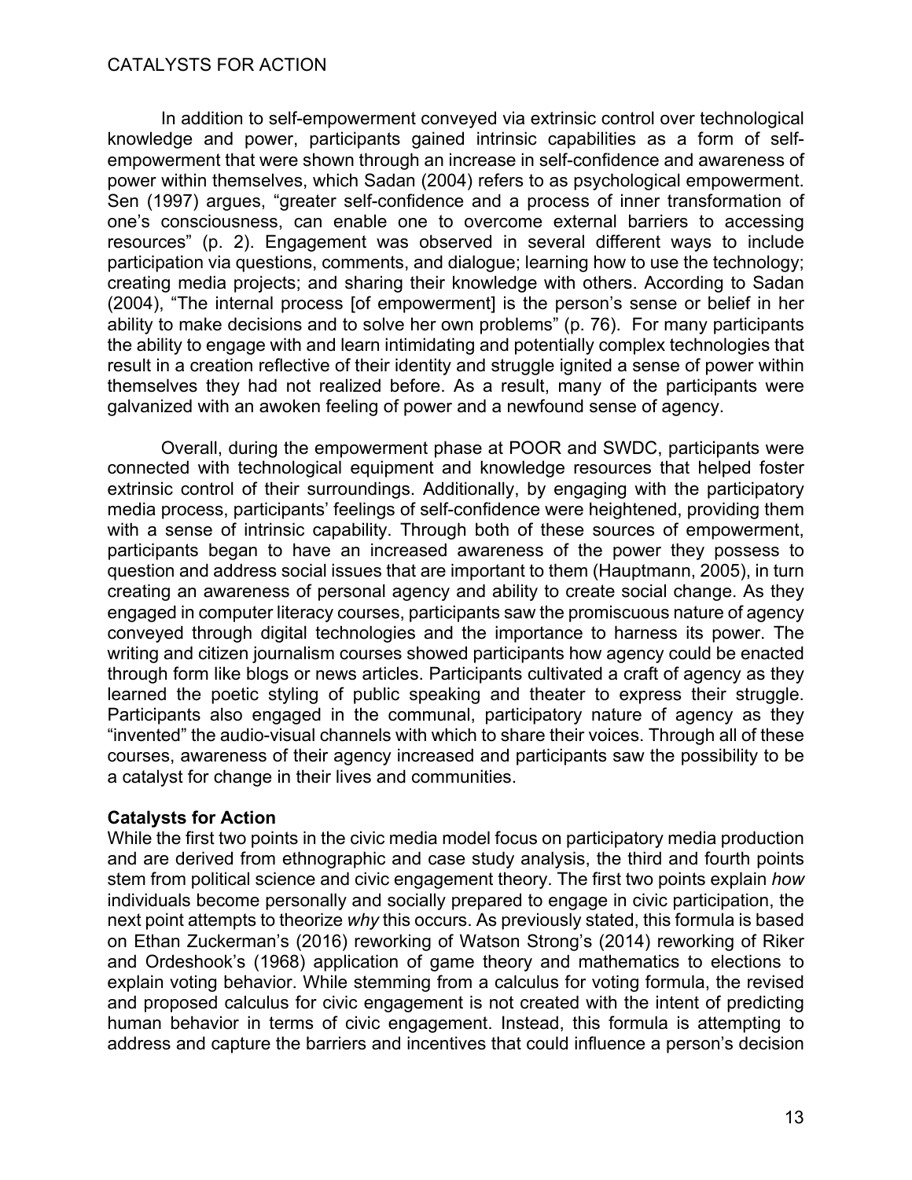In addition to self-empowerment conveyed via extrinsic control over technological knowledge and power, participants gained intrinsic capabilities as a form of self-empowerment that were shown through an increase in self-confidence and awareness of power within themselves, which Sadan (2004) refers to as psychological empowerment. Sen (1997) argues, "greater self-confidence and a process of inner transformation of one's consciousness, can enable one to overcome external barriers to accessing resources" (p. 2). Engagement was observed in several different ways to include participation via questions, comments, and dialogue; learning how to use the technology; creating media projects; and sharing their knowledge with others. According to Sadan (2004), "The internal process [of empowerment] is the person's sense or belief in her ability to make decisions and to solve her own problems" (p. 76). For many participants the ability to engage with and learn intimidating and potentially complex technologies that result in a creation reflective of their identity and struggle ignited a sense of power within themselves they had not realized before. As a result, many of the participants were galvanized with an awoken feeling of power and a newfound sense of agency.

Overall, during the empowerment phase at POOR and SWDC, participants were connected with technological equipment and knowledge resources that helped foster extrinsic control of their surroundings. Additionally, by engaging with the participatory media process, participants' feelings of self-confidence were heightened, providing them with a sense of intrinsic capability. Through both of these sources of empowerment, participants began to have an increased awareness of the power they possess to question and address social issues that are important to them (Hauptmann, 2005), in turn creating an awareness of personal agency and ability to create social change. As they engaged in computer literacy courses, participants saw the promiscuous nature of agency conveyed through digital technologies and the importance to harness its power. The writing and citizen journalism courses showed participants how agency could be enacted through form like blogs or news articles. Participants cultivated a craft of agency as they learned the poetic styling of public speaking and theater to express their struggle. Participants also engaged in the communal, participatory nature of agency as they "invented" the audio-visual channels with which to share their voices. Through all of these courses, awareness of their agency increased and participants saw the possibility to be a catalyst for change in their lives and communities.

**Catalysts for Action**

While the first two points in the civic media model focus on participatory media production and are derived from ethnographic and case study analysis, the third and fourth points stem from political science and civic engagement theory. The first two points explain *how* individuals become personally and socially prepared to engage in civic participation, the next point attempts to theorize *why* this occurs. As previously stated, this formula is based on Ethan Zuckerman's (2016) reworking of Watson Strong's (2014) reworking of Riker and Ordeshook's (1968) application of game theory and mathematics to elections to explain voting behavior. While stemming from a calculus for voting formula, the revised and proposed calculus for civic engagement is not created with the intent of predicting human behavior in terms of civic engagement. Instead, this formula is attempting to address and capture the barriers and incentives that could influence a person's decision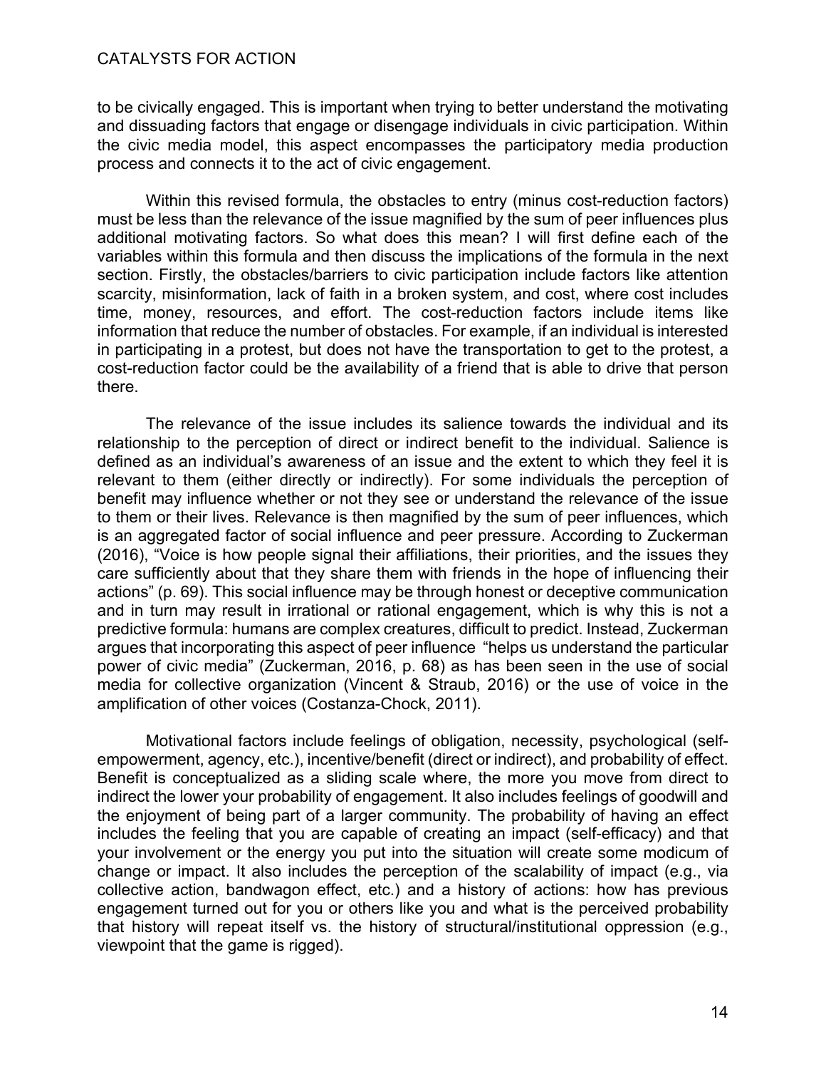to be civically engaged. This is important when trying to better understand the motivating and dissuading factors that engage or disengage individuals in civic participation. Within the civic media model, this aspect encompasses the participatory media production process and connects it to the act of civic engagement.

Within this revised formula, the obstacles to entry (minus cost-reduction factors) must be less than the relevance of the issue magnified by the sum of peer influences plus additional motivating factors. So what does this mean? I will first define each of the variables within this formula and then discuss the implications of the formula in the next section. Firstly, the obstacles/barriers to civic participation include factors like attention scarcity, misinformation, lack of faith in a broken system, and cost, where cost includes time, money, resources, and effort. The cost-reduction factors include items like information that reduce the number of obstacles. For example, if an individual is interested in participating in a protest, but does not have the transportation to get to the protest, a cost-reduction factor could be the availability of a friend that is able to drive that person there.

The relevance of the issue includes its salience towards the individual and its relationship to the perception of direct or indirect benefit to the individual. Salience is defined as an individual's awareness of an issue and the extent to which they feel it is relevant to them (either directly or indirectly). For some individuals the perception of benefit may influence whether or not they see or understand the relevance of the issue to them or their lives. Relevance is then magnified by the sum of peer influences, which is an aggregated factor of social influence and peer pressure. According to Zuckerman (2016), "Voice is how people signal their affiliations, their priorities, and the issues they care sufficiently about that they share them with friends in the hope of influencing their actions" (p. 69). This social influence may be through honest or deceptive communication and in turn may result in irrational or rational engagement, which is why this is not a predictive formula: humans are complex creatures, difficult to predict. Instead, Zuckerman argues that incorporating this aspect of peer influence "helps us understand the particular power of civic media" (Zuckerman, 2016, p. 68) as has been seen in the use of social media for collective organization (Vincent & Straub, 2016) or the use of voice in the amplification of other voices (Costanza-Chock, 2011).

Motivational factors include feelings of obligation, necessity, psychological (self-empowerment, agency, etc.), incentive/benefit (direct or indirect), and probability of effect. Benefit is conceptualized as a sliding scale where, the more you move from direct to indirect the lower your probability of engagement. It also includes feelings of goodwill and the enjoyment of being part of a larger community. The probability of having an effect includes the feeling that you are capable of creating an impact (self-efficacy) and that your involvement or the energy you put into the situation will create some modicum of change or impact. It also includes the perception of the scalability of impact (e.g., via collective action, bandwagon effect, etc.) and a history of actions: how has previous engagement turned out for you or others like you and what is the perceived probability that history will repeat itself vs. the history of structural/institutional oppression (e.g., viewpoint that the game is rigged).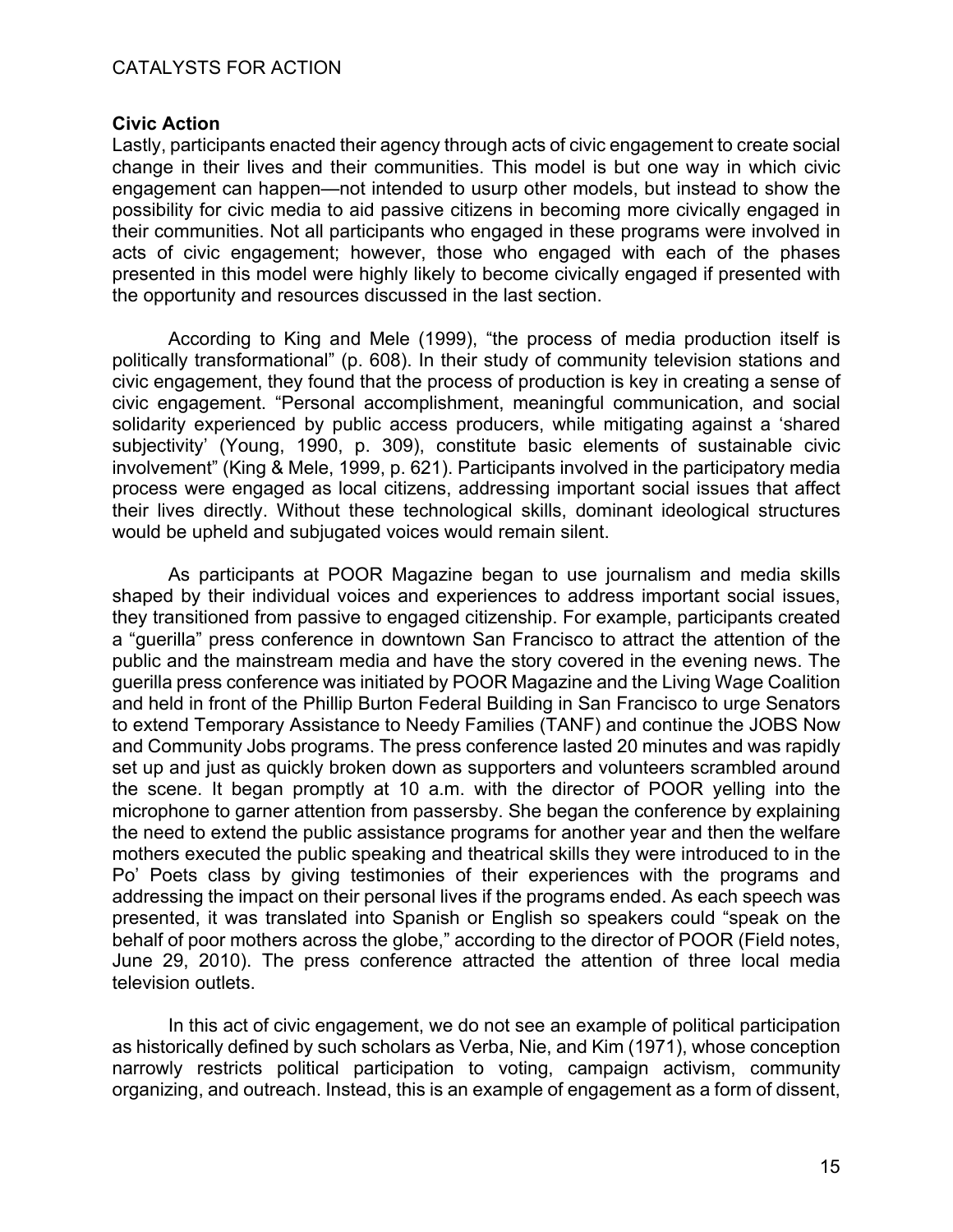**Civic Action**

Lastly, participants enacted their agency through acts of civic engagement to create social change in their lives and their communities. This model is but one way in which civic engagement can happen—not intended to usurp other models, but instead to show the possibility for civic media to aid passive citizens in becoming more civically engaged in their communities. Not all participants who engaged in these programs were involved in acts of civic engagement; however, those who engaged with each of the phases presented in this model were highly likely to become civically engaged if presented with the opportunity and resources discussed in the last section.

According to King and Mele (1999), "the process of media production itself is politically transformational" (p. 608). In their study of community television stations and civic engagement, they found that the process of production is key in creating a sense of civic engagement. "Personal accomplishment, meaningful communication, and social solidarity experienced by public access producers, while mitigating against a 'shared subjectivity' (Young, 1990, p. 309), constitute basic elements of sustainable civic involvement" (King & Mele, 1999, p. 621). Participants involved in the participatory media process were engaged as local citizens, addressing important social issues that affect their lives directly. Without these technological skills, dominant ideological structures would be upheld and subjugated voices would remain silent.

As participants at POOR Magazine began to use journalism and media skills shaped by their individual voices and experiences to address important social issues, they transitioned from passive to engaged citizenship. For example, participants created a "guerilla" press conference in downtown San Francisco to attract the attention of the public and the mainstream media and have the story covered in the evening news. The guerilla press conference was initiated by POOR Magazine and the Living Wage Coalition and held in front of the Phillip Burton Federal Building in San Francisco to urge Senators to extend Temporary Assistance to Needy Families (TANF) and continue the JOBS Now and Community Jobs programs. The press conference lasted 20 minutes and was rapidly set up and just as quickly broken down as supporters and volunteers scrambled around the scene. It began promptly at 10 a.m. with the director of POOR yelling into the microphone to garner attention from passersby. She began the conference by explaining the need to extend the public assistance programs for another year and then the welfare mothers executed the public speaking and theatrical skills they were introduced to in the Po' Poets class by giving testimonies of their experiences with the programs and addressing the impact on their personal lives if the programs ended. As each speech was presented, it was translated into Spanish or English so speakers could "speak on the behalf of poor mothers across the globe," according to the director of POOR (Field notes, June 29, 2010). The press conference attracted the attention of three local media television outlets.

In this act of civic engagement, we do not see an example of political participation as historically defined by such scholars as Verba, Nie, and Kim (1971), whose conception narrowly restricts political participation to voting, campaign activism, community organizing, and outreach. Instead, this is an example of engagement as a form of dissent,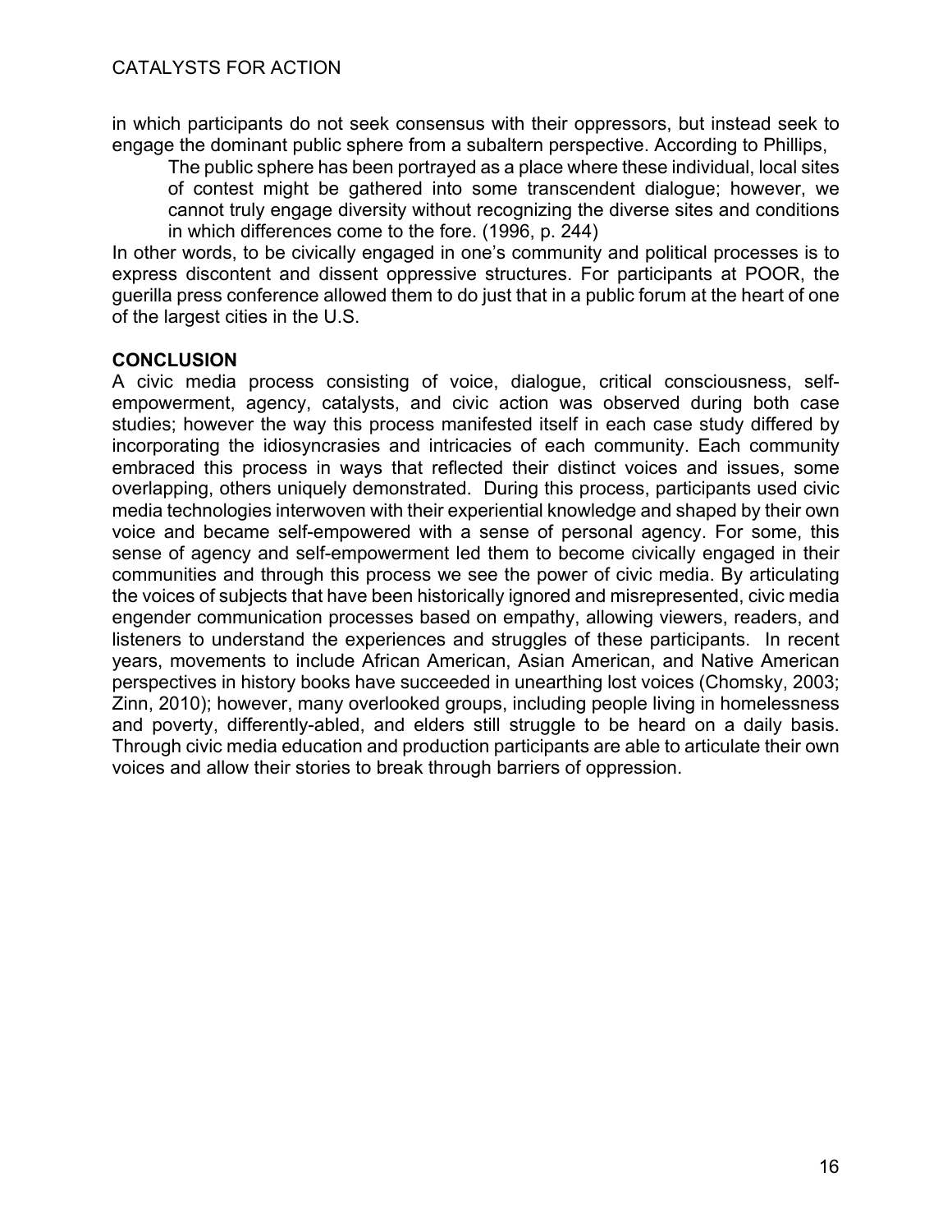in which participants do not seek consensus with their oppressors, but instead seek to engage the dominant public sphere from a subaltern perspective. According to Phillips,

> The public sphere has been portrayed as a place where these individual, local sites of contest might be gathered into some transcendent dialogue; however, we cannot truly engage diversity without recognizing the diverse sites and conditions in which differences come to the fore. (1996, p. 244)

In other words, to be civically engaged in one's community and political processes is to express discontent and dissent oppressive structures. For participants at POOR, the guerilla press conference allowed them to do just that in a public forum at the heart of one of the largest cities in the U.S.

## CONCLUSION

A civic media process consisting of voice, dialogue, critical consciousness, self-empowerment, agency, catalysts, and civic action was observed during both case studies; however the way this process manifested itself in each case study differed by incorporating the idiosyncrasies and intricacies of each community. Each community embraced this process in ways that reflected their distinct voices and issues, some overlapping, others uniquely demonstrated. During this process, participants used civic media technologies interwoven with their experiential knowledge and shaped by their own voice and became self-empowered with a sense of personal agency. For some, this sense of agency and self-empowerment led them to become civically engaged in their communities and through this process we see the power of civic media. By articulating the voices of subjects that have been historically ignored and misrepresented, civic media engender communication processes based on empathy, allowing viewers, readers, and listeners to understand the experiences and struggles of these participants. In recent years, movements to include African American, Asian American, and Native American perspectives in history books have succeeded in unearthing lost voices (Chomsky, 2003; Zinn, 2010); however, many overlooked groups, including people living in homelessness and poverty, differently-abled, and elders still struggle to be heard on a daily basis. Through civic media education and production participants are able to articulate their own voices and allow their stories to break through barriers of oppression.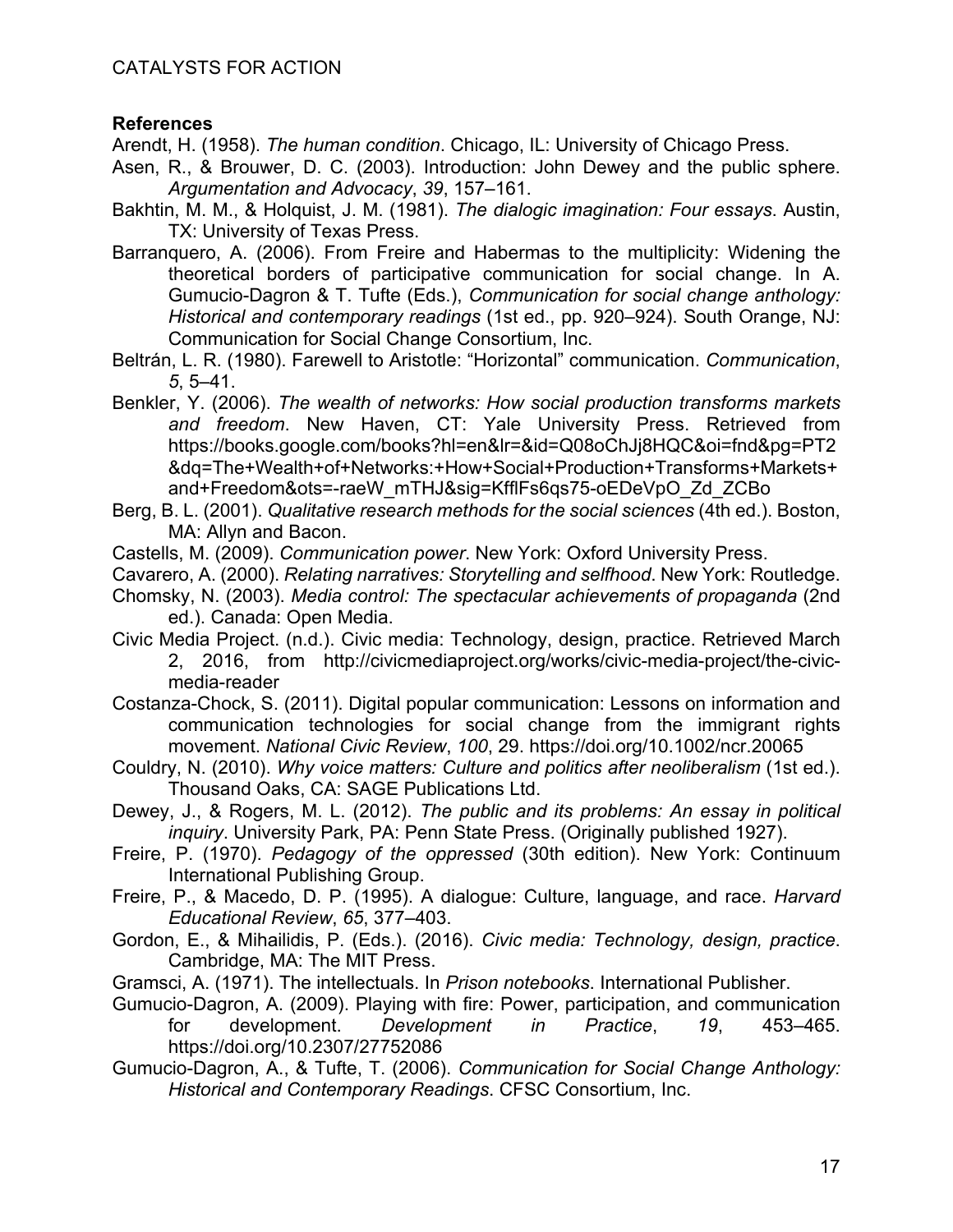**References**

Arendt, H. (1958). *The human condition*. Chicago, IL: University of Chicago Press.

Asen, R., & Brouwer, D. C. (2003). Introduction: John Dewey and the public sphere. *Argumentation and Advocacy*, *39*, 157–161.

Bakhtin, M. M., & Holquist, J. M. (1981). *The dialogic imagination: Four essays*. Austin, TX: University of Texas Press.

Barranquero, A. (2006). From Freire and Habermas to the multiplicity: Widening the theoretical borders of participative communication for social change. In A. Gumucio-Dagron & T. Tufte (Eds.), *Communication for social change anthology: Historical and contemporary readings* (1st ed., pp. 920–924). South Orange, NJ: Communication for Social Change Consortium, Inc.

Beltrán, L. R. (1980). Farewell to Aristotle: "Horizontal" communication. *Communication*, *5*, 5–41.

Benkler, Y. (2006). *The wealth of networks: How social production transforms markets and freedom*. New Haven, CT: Yale University Press. Retrieved from https://books.google.com/books?hl=en&lr=&id=Q08oChJj8HQC&oi=fnd&pg=PT2&dq=The+Wealth+of+Networks:+How+Social+Production+Transforms+Markets+and+Freedom&ots=-raeW_mTHJ&sig=KfflFs6qs75-oEDeVpO_Zd_ZCBo

Berg, B. L. (2001). *Qualitative research methods for the social sciences* (4th ed.). Boston, MA: Allyn and Bacon.

Castells, M. (2009). *Communication power*. New York: Oxford University Press.

Cavarero, A. (2000). *Relating narratives: Storytelling and selfhood*. New York: Routledge.

Chomsky, N. (2003). *Media control: The spectacular achievements of propaganda* (2nd ed.). Canada: Open Media.

Civic Media Project. (n.d.). Civic media: Technology, design, practice. Retrieved March 2, 2016, from http://civicmediaproject.org/works/civic-media-project/the-civic-media-reader

Costanza-Chock, S. (2011). Digital popular communication: Lessons on information and communication technologies for social change from the immigrant rights movement. *National Civic Review*, *100*, 29. https://doi.org/10.1002/ncr.20065

Couldry, N. (2010). *Why voice matters: Culture and politics after neoliberalism* (1st ed.). Thousand Oaks, CA: SAGE Publications Ltd.

Dewey, J., & Rogers, M. L. (2012). *The public and its problems: An essay in political inquiry*. University Park, PA: Penn State Press. (Originally published 1927).

Freire, P. (1970). *Pedagogy of the oppressed* (30th edition). New York: Continuum International Publishing Group.

Freire, P., & Macedo, D. P. (1995). A dialogue: Culture, language, and race. *Harvard Educational Review*, *65*, 377–403.

Gordon, E., & Mihailidis, P. (Eds.). (2016). *Civic media: Technology, design, practice*. Cambridge, MA: The MIT Press.

Gramsci, A. (1971). The intellectuals. In *Prison notebooks*. International Publisher.

Gumucio-Dagron, A. (2009). Playing with fire: Power, participation, and communication for development. *Development in Practice*, *19*, 453–465. https://doi.org/10.2307/27752086

Gumucio-Dagron, A., & Tufte, T. (2006). *Communication for Social Change Anthology: Historical and Contemporary Readings*. CFSC Consortium, Inc.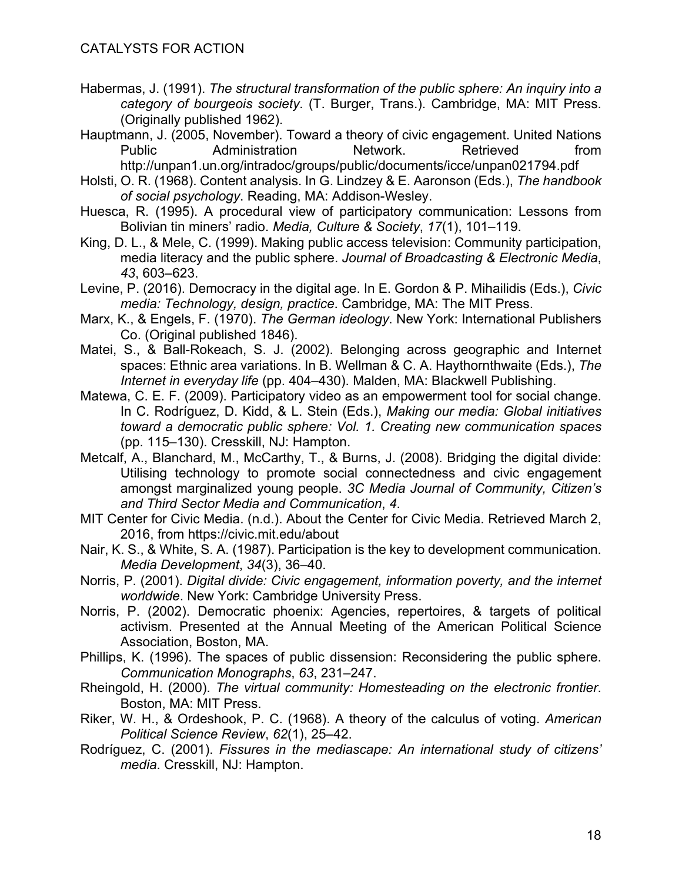Habermas, J. (1991). *The structural transformation of the public sphere: An inquiry into a category of bourgeois society*. (T. Burger, Trans.). Cambridge, MA: MIT Press. (Originally published 1962).

Hauptmann, J. (2005, November). Toward a theory of civic engagement. United Nations Public Administration Network. Retrieved from http://unpan1.un.org/intradoc/groups/public/documents/icce/unpan021794.pdf

Holsti, O. R. (1968). Content analysis. In G. Lindzey & E. Aaronson (Eds.), *The handbook of social psychology*. Reading, MA: Addison-Wesley.

Huesca, R. (1995). A procedural view of participatory communication: Lessons from Bolivian tin miners' radio. *Media, Culture & Society*, *17*(1), 101–119.

King, D. L., & Mele, C. (1999). Making public access television: Community participation, media literacy and the public sphere. *Journal of Broadcasting & Electronic Media*, *43*, 603–623.

Levine, P. (2016). Democracy in the digital age. In E. Gordon & P. Mihailidis (Eds.), *Civic media: Technology, design, practice*. Cambridge, MA: The MIT Press.

Marx, K., & Engels, F. (1970). *The German ideology*. New York: International Publishers Co. (Original published 1846).

Matei, S., & Ball-Rokeach, S. J. (2002). Belonging across geographic and Internet spaces: Ethnic area variations. In B. Wellman & C. A. Haythornthwaite (Eds.), *The Internet in everyday life* (pp. 404–430). Malden, MA: Blackwell Publishing.

Matewa, C. E. F. (2009). Participatory video as an empowerment tool for social change. In C. Rodríguez, D. Kidd, & L. Stein (Eds.), *Making our media: Global initiatives toward a democratic public sphere: Vol. 1. Creating new communication spaces* (pp. 115–130). Cresskill, NJ: Hampton.

Metcalf, A., Blanchard, M., McCarthy, T., & Burns, J. (2008). Bridging the digital divide: Utilising technology to promote social connectedness and civic engagement amongst marginalized young people. *3C Media Journal of Community, Citizen's and Third Sector Media and Communication*, *4*.

MIT Center for Civic Media. (n.d.). About the Center for Civic Media. Retrieved March 2, 2016, from https://civic.mit.edu/about

Nair, K. S., & White, S. A. (1987). Participation is the key to development communication. *Media Development*, *34*(3), 36–40.

Norris, P. (2001). *Digital divide: Civic engagement, information poverty, and the internet worldwide*. New York: Cambridge University Press.

Norris, P. (2002). Democratic phoenix: Agencies, repertoires, & targets of political activism. Presented at the Annual Meeting of the American Political Science Association, Boston, MA.

Phillips, K. (1996). The spaces of public dissension: Reconsidering the public sphere. *Communication Monographs*, *63*, 231–247.

Rheingold, H. (2000). *The virtual community: Homesteading on the electronic frontier*. Boston, MA: MIT Press.

Riker, W. H., & Ordeshook, P. C. (1968). A theory of the calculus of voting. *American Political Science Review*, *62*(1), 25–42.

Rodríguez, C. (2001). *Fissures in the mediascape: An international study of citizens' media*. Cresskill, NJ: Hampton.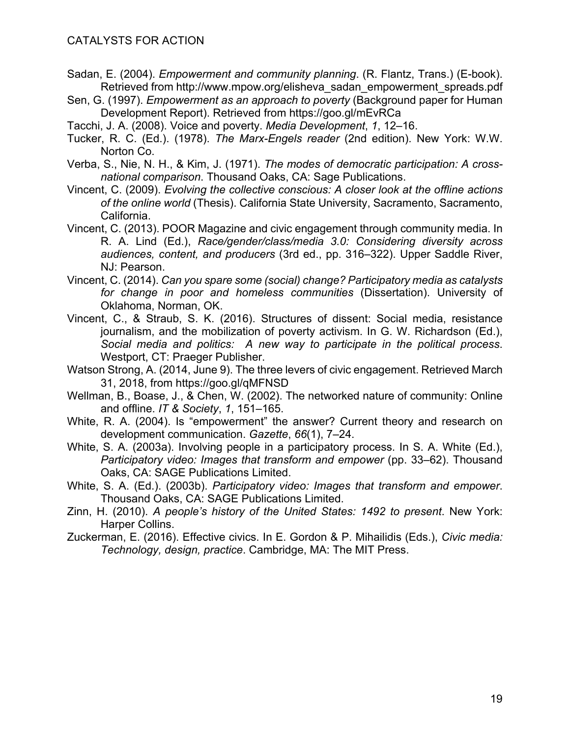Sadan, E. (2004). *Empowerment and community planning*. (R. Flantz, Trans.) (E-book). Retrieved from http://www.mpow.org/elisheva_sadan_empowerment_spreads.pdf

Sen, G. (1997). *Empowerment as an approach to poverty* (Background paper for Human Development Report). Retrieved from https://goo.gl/mEvRCa

Tacchi, J. A. (2008). Voice and poverty. *Media Development*, *1*, 12–16.

Tucker, R. C. (Ed.). (1978). *The Marx-Engels reader* (2nd edition). New York: W.W. Norton Co.

Verba, S., Nie, N. H., & Kim, J. (1971). *The modes of democratic participation: A cross-national comparison*. Thousand Oaks, CA: Sage Publications.

Vincent, C. (2009). *Evolving the collective conscious: A closer look at the offline actions of the online world* (Thesis). California State University, Sacramento, Sacramento, California.

Vincent, C. (2013). POOR Magazine and civic engagement through community media. In R. A. Lind (Ed.), *Race/gender/class/media 3.0: Considering diversity across audiences, content, and producers* (3rd ed., pp. 316–322). Upper Saddle River, NJ: Pearson.

Vincent, C. (2014). *Can you spare some (social) change? Participatory media as catalysts for change in poor and homeless communities* (Dissertation). University of Oklahoma, Norman, OK.

Vincent, C., & Straub, S. K. (2016). Structures of dissent: Social media, resistance journalism, and the mobilization of poverty activism. In G. W. Richardson (Ed.), *Social media and politics: A new way to participate in the political process*. Westport, CT: Praeger Publisher.

Watson Strong, A. (2014, June 9). The three levers of civic engagement. Retrieved March 31, 2018, from https://goo.gl/qMFNSD

Wellman, B., Boase, J., & Chen, W. (2002). The networked nature of community: Online and offline. *IT & Society*, *1*, 151–165.

White, R. A. (2004). Is "empowerment" the answer? Current theory and research on development communication. *Gazette*, *66*(1), 7–24.

White, S. A. (2003a). Involving people in a participatory process. In S. A. White (Ed.), *Participatory video: Images that transform and empower* (pp. 33–62). Thousand Oaks, CA: SAGE Publications Limited.

White, S. A. (Ed.). (2003b). *Participatory video: Images that transform and empower*. Thousand Oaks, CA: SAGE Publications Limited.

Zinn, H. (2010). *A people's history of the United States: 1492 to present*. New York: Harper Collins.

Zuckerman, E. (2016). Effective civics. In E. Gordon & P. Mihailidis (Eds.), *Civic media: Technology, design, practice*. Cambridge, MA: The MIT Press.